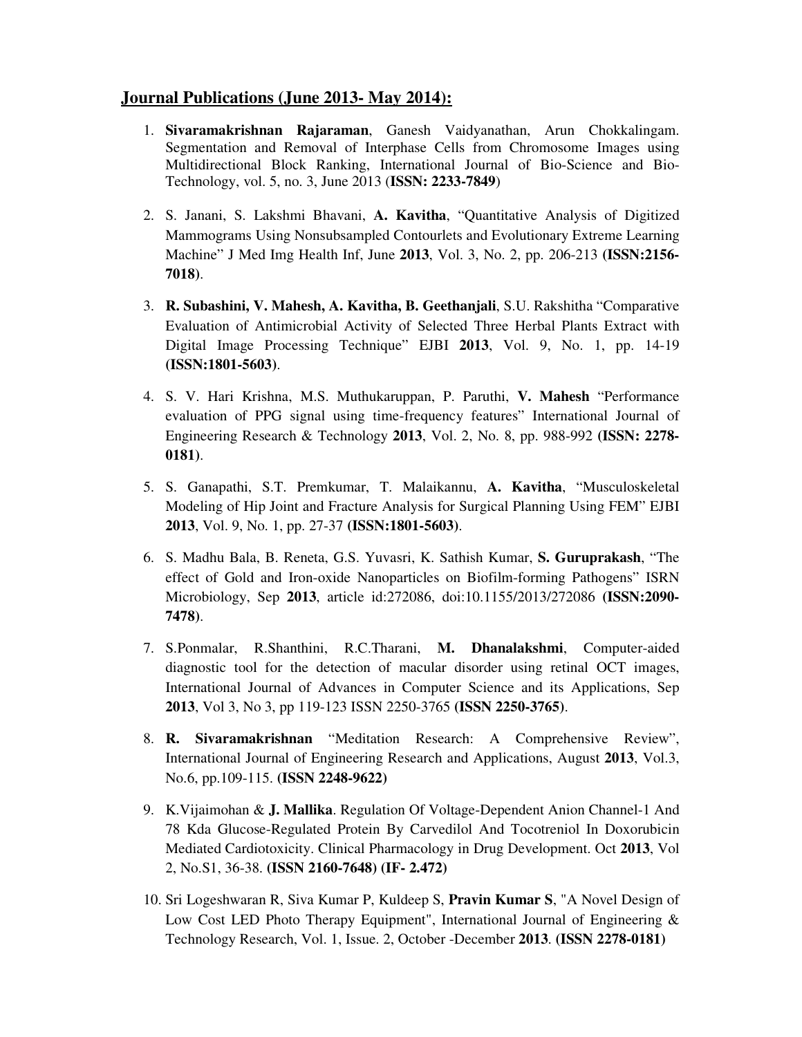## Journal Publications (June 2013- May 2014):

1. **Sivaramakrishnan Rajaraman**, Ganesh Vaidyanathan, Arun Chokkalingam. Segmentation and Removal of Interphase Cells from Chromosome Images using Multidirectional Block Ranking, International Journal of Bio-Science and Bio-Technology, vol. 5, no. 3, June 2013 (**ISSN: 2233-7849**)

2. S. Janani, S. Lakshmi Bhavani, **A. Kavitha**, "Quantitative Analysis of Digitized Mammograms Using Nonsubsampled Contourlets and Evolutionary Extreme Learning Machine" J Med Img Health Inf, June **2013**, Vol. 3, No. 2, pp. 206-213 **(ISSN:2156-7018)**.

3. **R. Subashini, V. Mahesh, A. Kavitha, B. Geethanjali**, S.U. Rakshitha "Comparative Evaluation of Antimicrobial Activity of Selected Three Herbal Plants Extract with Digital Image Processing Technique" EJBI **2013**, Vol. 9, No. 1, pp. 14-19 **(ISSN:1801-5603)**.

4. S. V. Hari Krishna, M.S. Muthukaruppan, P. Paruthi, **V. Mahesh** "Performance evaluation of PPG signal using time-frequency features" International Journal of Engineering Research & Technology **2013**, Vol. 2, No. 8, pp. 988-992 **(ISSN: 2278-0181)**.

5. S. Ganapathi, S.T. Premkumar, T. Malaikannu, **A. Kavitha**, "Musculoskeletal Modeling of Hip Joint and Fracture Analysis for Surgical Planning Using FEM" EJBI **2013**, Vol. 9, No. 1, pp. 27-37 **(ISSN:1801-5603)**.

6. S. Madhu Bala, B. Reneta, G.S. Yuvasri, K. Sathish Kumar, **S. Guruprakash**, "The effect of Gold and Iron-oxide Nanoparticles on Biofilm-forming Pathogens" ISRN Microbiology, Sep **2013**, article id:272086, doi:10.1155/2013/272086 **(ISSN:2090-7478)**.

7. S.Ponmalar, R.Shanthini, R.C.Tharani, **M. Dhanalakshmi**, Computer-aided diagnostic tool for the detection of macular disorder using retinal OCT images, International Journal of Advances in Computer Science and its Applications, Sep **2013**, Vol 3, No 3, pp 119-123 ISSN 2250-3765 **(ISSN 2250-3765)**.

8. **R. Sivaramakrishnan** "Meditation Research: A Comprehensive Review", International Journal of Engineering Research and Applications, August **2013**, Vol.3, No.6, pp.109-115. **(ISSN 2248-9622)**

9. K.Vijaimohan & **J. Mallika**. Regulation Of Voltage-Dependent Anion Channel-1 And 78 Kda Glucose-Regulated Protein By Carvedilol And Tocotreniol In Doxorubicin Mediated Cardiotoxicity. Clinical Pharmacology in Drug Development. Oct **2013**, Vol 2, No.S1, 36-38. **(ISSN 2160-7648) (IF- 2.472)**

10. Sri Logeshwaran R, Siva Kumar P, Kuldeep S, **Pravin Kumar S**, "A Novel Design of Low Cost LED Photo Therapy Equipment", International Journal of Engineering & Technology Research, Vol. 1, Issue. 2, October -December **2013**. **(ISSN 2278-0181)**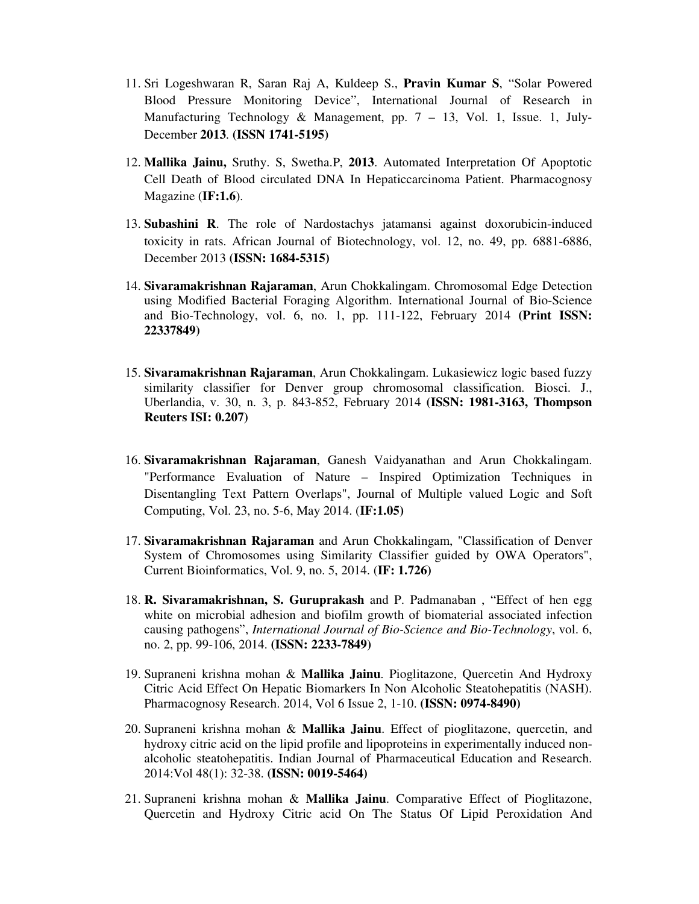11. Sri Logeshwaran R, Saran Raj A, Kuldeep S., **Pravin Kumar S**, “Solar Powered Blood Pressure Monitoring Device”, International Journal of Research in Manufacturing Technology & Management, pp. 7 – 13, Vol. 1, Issue. 1, July-December **2013**. **(ISSN 1741-5195)**

12. **Mallika Jainu,** Sruthy. S, Swetha.P, **2013**. Automated Interpretation Of Apoptotic Cell Death of Blood circulated DNA In Hepaticcarcinoma Patient. Pharmacognosy Magazine (**IF:1.6**).

13. **Subashini R**. The role of Nardostachys jatamansi against doxorubicin-induced toxicity in rats. African Journal of Biotechnology, vol. 12, no. 49, pp. 6881-6886, December 2013 **(ISSN: 1684-5315)**

14. **Sivaramakrishnan Rajaraman**, Arun Chokkalingam. Chromosomal Edge Detection using Modified Bacterial Foraging Algorithm. International Journal of Bio-Science and Bio-Technology, vol. 6, no. 1, pp. 111-122, February 2014 **(Print ISSN: 22337849)**

15. **Sivaramakrishnan Rajaraman**, Arun Chokkalingam. Lukasiewicz logic based fuzzy similarity classifier for Denver group chromosomal classification. Biosci. J., Uberlandia, v. 30, n. 3, p. 843-852, February 2014 **(ISSN: 1981-3163, Thompson Reuters ISI: 0.207)**

16. **Sivaramakrishnan Rajaraman**, Ganesh Vaidyanathan and Arun Chokkalingam. "Performance Evaluation of Nature – Inspired Optimization Techniques in Disentangling Text Pattern Overlaps", Journal of Multiple valued Logic and Soft Computing, Vol. 23, no. 5-6, May 2014. (**IF:1.05)**

17. **Sivaramakrishnan Rajaraman** and Arun Chokkalingam, "Classification of Denver System of Chromosomes using Similarity Classifier guided by OWA Operators", Current Bioinformatics, Vol. 9, no. 5, 2014. (**IF: 1.726)**

18. **R. Sivaramakrishnan, S. Guruprakash** and P. Padmanaban , “Effect of hen egg white on microbial adhesion and biofilm growth of biomaterial associated infection causing pathogens”, *International Journal of Bio-Science and Bio-Technology*, vol. 6, no. 2, pp. 99-106, 2014. **(ISSN: 2233-7849)**

19. Supraneni krishna mohan & **Mallika Jainu**. Pioglitazone, Quercetin And Hydroxy Citric Acid Effect On Hepatic Biomarkers In Non Alcoholic Steatohepatitis (NASH). Pharmacognosy Research. 2014, Vol 6 Issue 2, 1-10. **(ISSN: 0974-8490)**

20. Supraneni krishna mohan & **Mallika Jainu**. Effect of pioglitazone, quercetin, and hydroxy citric acid on the lipid profile and lipoproteins in experimentally induced non-alcoholic steatohepatitis. Indian Journal of Pharmaceutical Education and Research. 2014:Vol 48(1): 32-38. **(ISSN: 0019-5464)**

21. Supraneni krishna mohan & **Mallika Jainu**. Comparative Effect of Pioglitazone, Quercetin and Hydroxy Citric acid On The Status Of Lipid Peroxidation And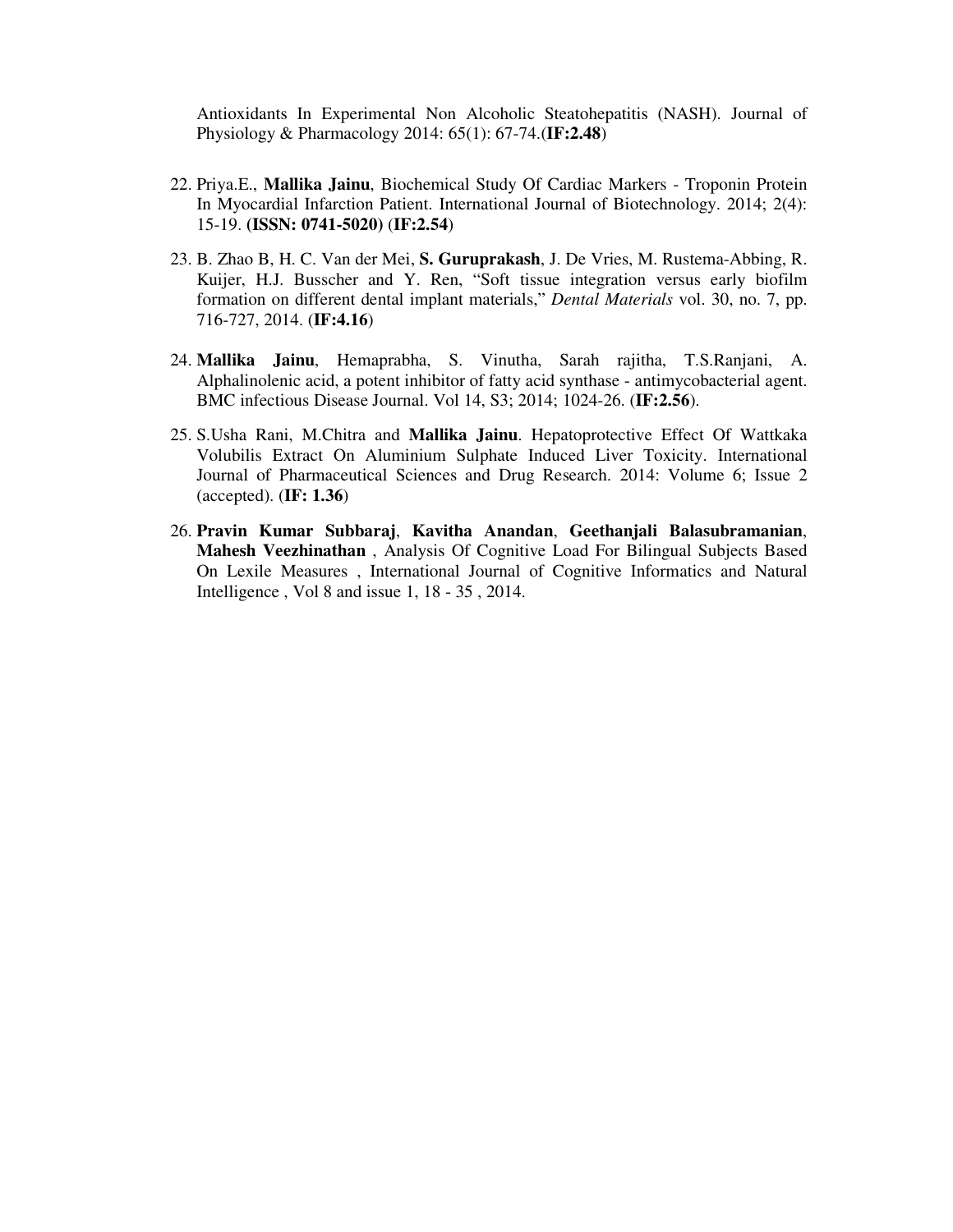Antioxidants In Experimental Non Alcoholic Steatohepatitis (NASH). Journal of Physiology & Pharmacology 2014: 65(1): 67-74.(**IF:2.48**)

22. Priya.E., **Mallika Jainu**, Biochemical Study Of Cardiac Markers - Troponin Protein In Myocardial Infarction Patient. International Journal of Biotechnology. 2014; 2(4): 15-19. **(ISSN: 0741-5020)** (**IF:2.54**)

23. B. Zhao B, H. C. Van der Mei, **S. Guruprakash**, J. De Vries, M. Rustema-Abbing, R. Kuijer, H.J. Busscher and Y. Ren, "Soft tissue integration versus early biofilm formation on different dental implant materials," *Dental Materials* vol. 30, no. 7, pp. 716-727, 2014. (**IF:4.16**)

24. **Mallika Jainu**, Hemaprabha, S. Vinutha, Sarah rajitha, T.S.Ranjani, A. Alphalinolenic acid, a potent inhibitor of fatty acid synthase - antimycobacterial agent. BMC infectious Disease Journal. Vol 14, S3; 2014; 1024-26. (**IF:2.56**).

25. S.Usha Rani, M.Chitra and **Mallika Jainu**. Hepatoprotective Effect Of Wattkaka Volubilis Extract On Aluminium Sulphate Induced Liver Toxicity. International Journal of Pharmaceutical Sciences and Drug Research. 2014: Volume 6; Issue 2 (accepted). (**IF: 1.36**)

26. **Pravin Kumar Subbaraj**, **Kavitha Anandan**, **Geethanjali Balasubramanian**, **Mahesh Veezhinathan** , Analysis Of Cognitive Load For Bilingual Subjects Based On Lexile Measures , International Journal of Cognitive Informatics and Natural Intelligence , Vol 8 and issue 1, 18 - 35 , 2014.